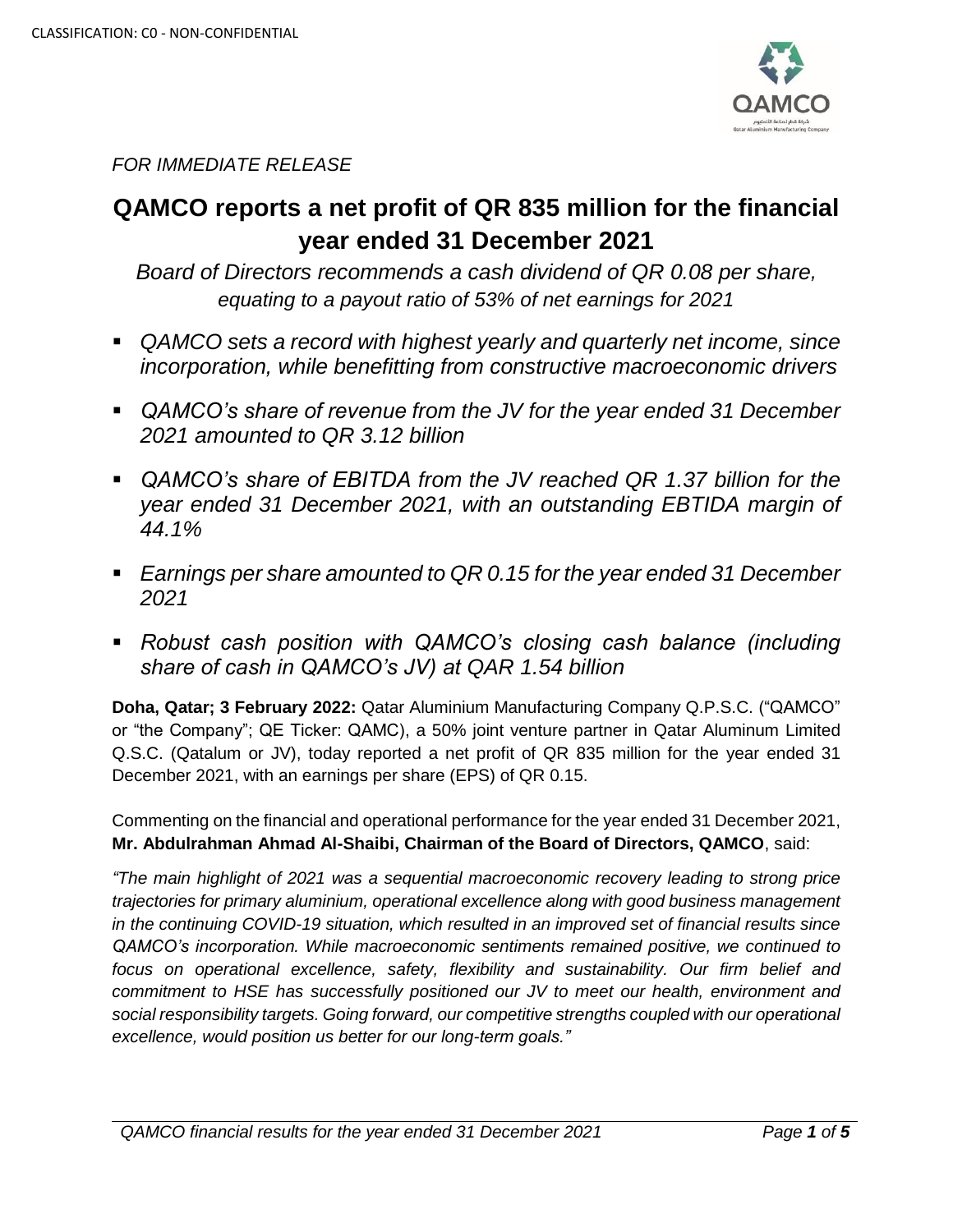CLASSIFICATION: C0 - NON-CONFIDENTIAL

*FOR IMMEDIATE RELEASE*

# QAMCO reports a net profit of QR 835 million for the financial year ended 31 December 2021

*Board of Directors recommends a cash dividend of QR 0.08 per share, equating to a payout ratio of 53% of net earnings for 2021*

- *QAMCO sets a record with highest yearly and quarterly net income, since incorporation, while benefitting from constructive macroeconomic drivers*
- *QAMCO's share of revenue from the JV for the year ended 31 December 2021 amounted to QR 3.12 billion*
- *QAMCO's share of EBITDA from the JV reached QR 1.37 billion for the year ended 31 December 2021, with an outstanding EBTIDA margin of 44.1%*
- *Earnings per share amounted to QR 0.15 for the year ended 31 December 2021*
- *Robust cash position with QAMCO's closing cash balance (including share of cash in QAMCO's JV) at QAR 1.54 billion*

**Doha, Qatar; 3 February 2022:** Qatar Aluminium Manufacturing Company Q.P.S.C. ("QAMCO" or "the Company"; QE Ticker: QAMC), a 50% joint venture partner in Qatar Aluminum Limited Q.S.C. (Qatalum or JV), today reported a net profit of QR 835 million for the year ended 31 December 2021, with an earnings per share (EPS) of QR 0.15.

Commenting on the financial and operational performance for the year ended 31 December 2021, **Mr. Abdulrahman Ahmad Al-Shaibi, Chairman of the Board of Directors, QAMCO**, said:

*"The main highlight of 2021 was a sequential macroeconomic recovery leading to strong price trajectories for primary aluminium, operational excellence along with good business management in the continuing COVID-19 situation, which resulted in an improved set of financial results since QAMCO's incorporation. While macroeconomic sentiments remained positive, we continued to focus on operational excellence, safety, flexibility and sustainability. Our firm belief and commitment to HSE has successfully positioned our JV to meet our health, environment and social responsibility targets. Going forward, our competitive strengths coupled with our operational excellence, would position us better for our long-term goals."*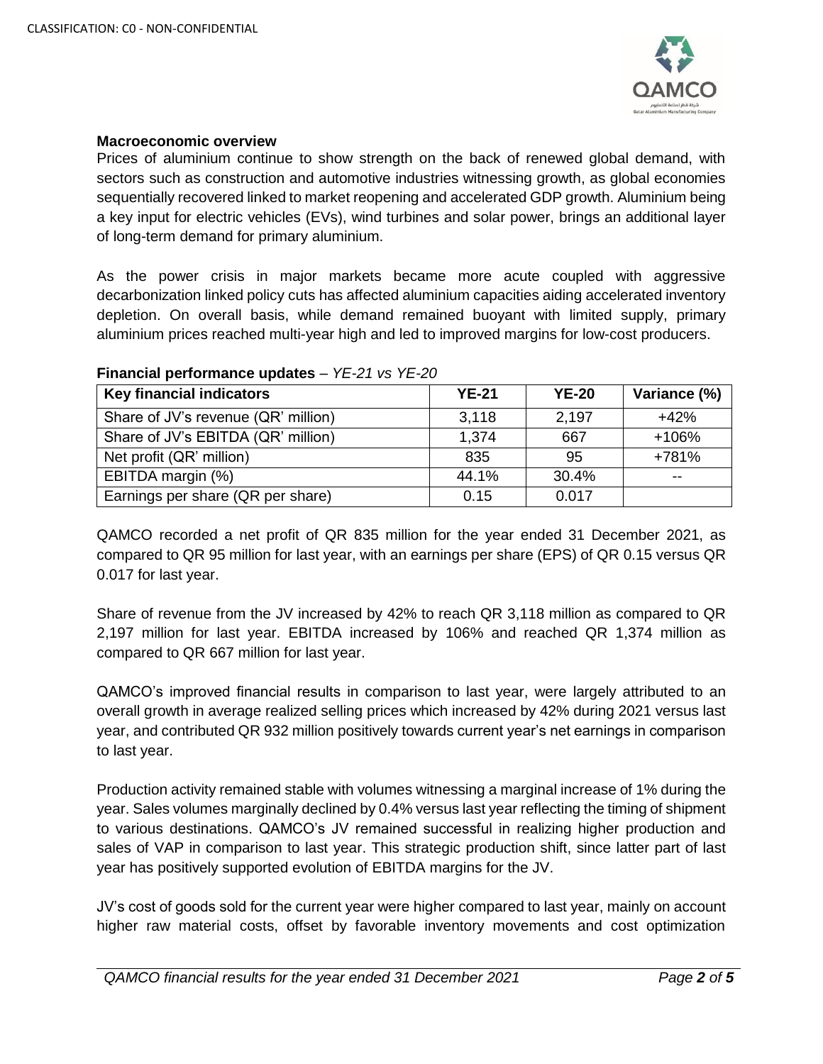**Macroeconomic overview**

Prices of aluminium continue to show strength on the back of renewed global demand, with sectors such as construction and automotive industries witnessing growth, as global economies sequentially recovered linked to market reopening and accelerated GDP growth. Aluminium being a key input for electric vehicles (EVs), wind turbines and solar power, brings an additional layer of long-term demand for primary aluminium.

As the power crisis in major markets became more acute coupled with aggressive decarbonization linked policy cuts has affected aluminium capacities aiding accelerated inventory depletion. On overall basis, while demand remained buoyant with limited supply, primary aluminium prices reached multi-year high and led to improved margins for low-cost producers.

**Financial performance updates** – *YE-21 vs YE-20*

| Key financial indicators | YE-21 | YE-20 | Variance (%) |
|---|---|---|---|
| Share of JV's revenue (QR' million) | 3,118 | 2,197 | +42% |
| Share of JV's EBITDA (QR' million) | 1,374 | 667 | +106% |
| Net profit (QR' million) | 835 | 95 | +781% |
| EBITDA margin (%) | 44.1% | 30.4% | -- |
| Earnings per share (QR per share) | 0.15 | 0.017 | |

QAMCO recorded a net profit of QR 835 million for the year ended 31 December 2021, as compared to QR 95 million for last year, with an earnings per share (EPS) of QR 0.15 versus QR 0.017 for last year.

Share of revenue from the JV increased by 42% to reach QR 3,118 million as compared to QR 2,197 million for last year. EBITDA increased by 106% and reached QR 1,374 million as compared to QR 667 million for last year.

QAMCO's improved financial results in comparison to last year, were largely attributed to an overall growth in average realized selling prices which increased by 42% during 2021 versus last year, and contributed QR 932 million positively towards current year's net earnings in comparison to last year.

Production activity remained stable with volumes witnessing a marginal increase of 1% during the year. Sales volumes marginally declined by 0.4% versus last year reflecting the timing of shipment to various destinations. QAMCO's JV remained successful in realizing higher production and sales of VAP in comparison to last year. This strategic production shift, since latter part of last year has positively supported evolution of EBITDA margins for the JV.

JV's cost of goods sold for the current year were higher compared to last year, mainly on account higher raw material costs, offset by favorable inventory movements and cost optimization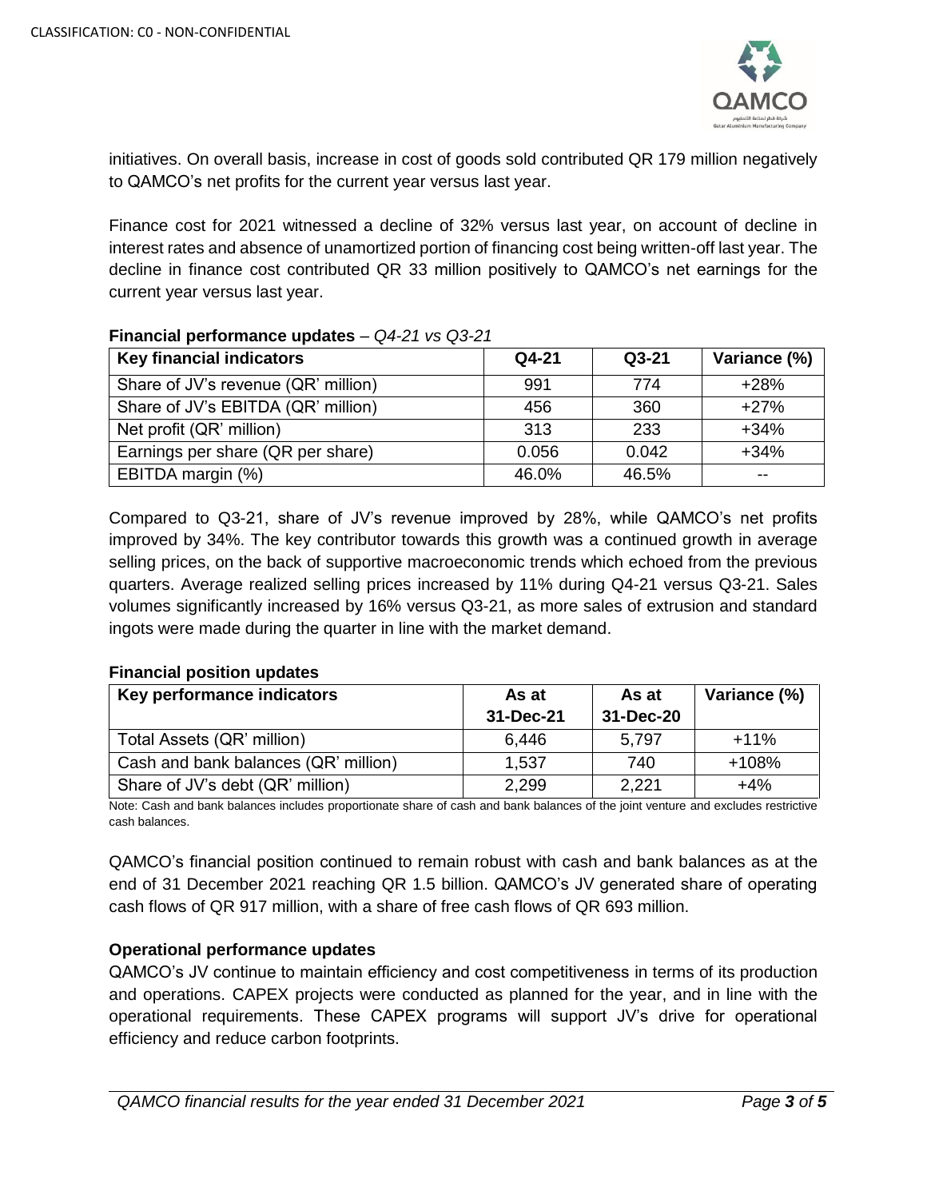initiatives. On overall basis, increase in cost of goods sold contributed QR 179 million negatively to QAMCO's net profits for the current year versus last year.

Finance cost for 2021 witnessed a decline of 32% versus last year, on account of decline in interest rates and absence of unamortized portion of financing cost being written-off last year. The decline in finance cost contributed QR 33 million positively to QAMCO's net earnings for the current year versus last year.

**Financial performance updates** – *Q4-21 vs Q3-21*

| Key financial indicators | Q4-21 | Q3-21 | Variance (%) |
|---|---|---|---|
| Share of JV's revenue (QR' million) | 991 | 774 | +28% |
| Share of JV's EBITDA (QR' million) | 456 | 360 | +27% |
| Net profit (QR' million) | 313 | 233 | +34% |
| Earnings per share (QR per share) | 0.056 | 0.042 | +34% |
| EBITDA margin (%) | 46.0% | 46.5% | -- |

Compared to Q3-21, share of JV's revenue improved by 28%, while QAMCO's net profits improved by 34%. The key contributor towards this growth was a continued growth in average selling prices, on the back of supportive macroeconomic trends which echoed from the previous quarters. Average realized selling prices increased by 11% during Q4-21 versus Q3-21. Sales volumes significantly increased by 16% versus Q3-21, as more sales of extrusion and standard ingots were made during the quarter in line with the market demand.

**Financial position updates**

| Key performance indicators | As at 31-Dec-21 | As at 31-Dec-20 | Variance (%) |
|---|---|---|---|
| Total Assets (QR' million) | 6,446 | 5,797 | +11% |
| Cash and bank balances (QR' million) | 1,537 | 740 | +108% |
| Share of JV's debt (QR' million) | 2,299 | 2,221 | +4% |

Note: Cash and bank balances includes proportionate share of cash and bank balances of the joint venture and excludes restrictive cash balances.

QAMCO's financial position continued to remain robust with cash and bank balances as at the end of 31 December 2021 reaching QR 1.5 billion. QAMCO's JV generated share of operating cash flows of QR 917 million, with a share of free cash flows of QR 693 million.

**Operational performance updates**

QAMCO's JV continue to maintain efficiency and cost competitiveness in terms of its production and operations. CAPEX projects were conducted as planned for the year, and in line with the operational requirements. These CAPEX programs will support JV's drive for operational efficiency and reduce carbon footprints.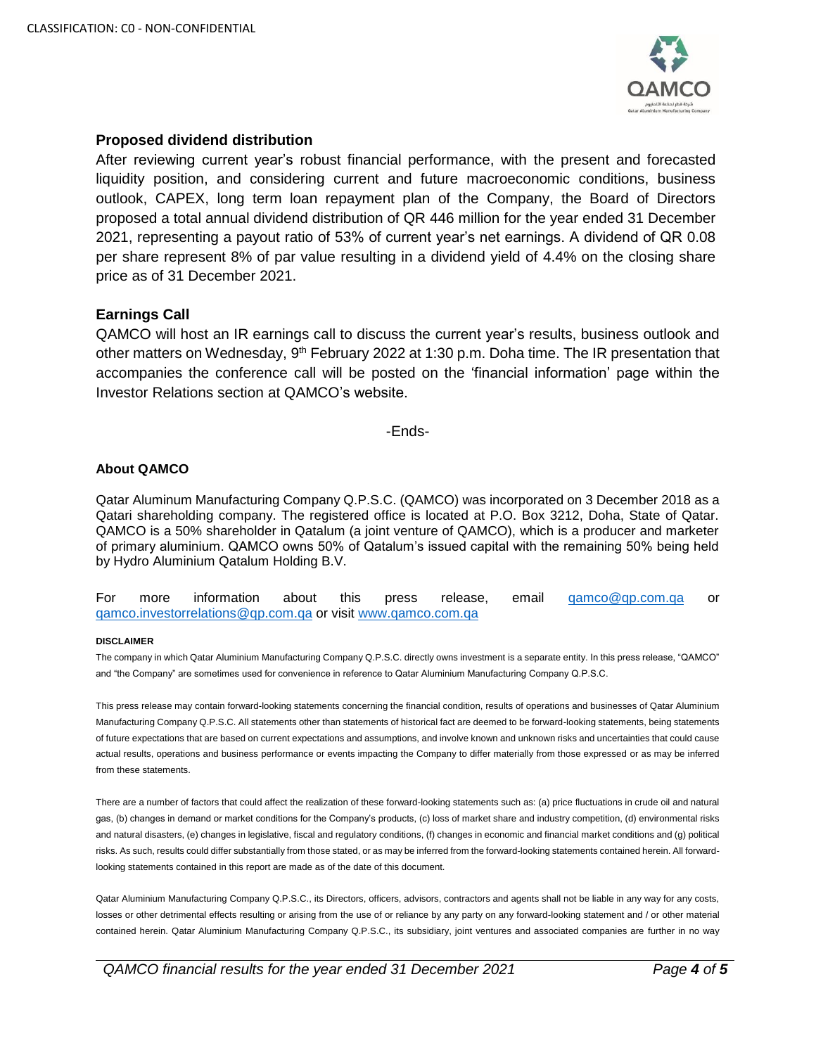## Proposed dividend distribution

After reviewing current year's robust financial performance, with the present and forecasted liquidity position, and considering current and future macroeconomic conditions, business outlook, CAPEX, long term loan repayment plan of the Company, the Board of Directors proposed a total annual dividend distribution of QR 446 million for the year ended 31 December 2021, representing a payout ratio of 53% of current year's net earnings. A dividend of QR 0.08 per share represent 8% of par value resulting in a dividend yield of 4.4% on the closing share price as of 31 December 2021.

## Earnings Call

QAMCO will host an IR earnings call to discuss the current year's results, business outlook and other matters on Wednesday, 9th February 2022 at 1:30 p.m. Doha time. The IR presentation that accompanies the conference call will be posted on the 'financial information' page within the Investor Relations section at QAMCO's website.

-Ends-

### About QAMCO

Qatar Aluminum Manufacturing Company Q.P.S.C. (QAMCO) was incorporated on 3 December 2018 as a Qatari shareholding company. The registered office is located at P.O. Box 3212, Doha, State of Qatar. QAMCO is a 50% shareholder in Qatalum (a joint venture of QAMCO), which is a producer and marketer of primary aluminium. QAMCO owns 50% of Qatalum's issued capital with the remaining 50% being held by Hydro Aluminium Qatalum Holding B.V.

For more information about this press release, email qamco@qp.com.qa or qamco.investorrelations@qp.com.qa or visit www.qamco.com.qa

**DISCLAIMER**

The company in which Qatar Aluminium Manufacturing Company Q.P.S.C. directly owns investment is a separate entity. In this press release, "QAMCO" and "the Company" are sometimes used for convenience in reference to Qatar Aluminium Manufacturing Company Q.P.S.C.

This press release may contain forward-looking statements concerning the financial condition, results of operations and businesses of Qatar Aluminium Manufacturing Company Q.P.S.C. All statements other than statements of historical fact are deemed to be forward-looking statements, being statements of future expectations that are based on current expectations and assumptions, and involve known and unknown risks and uncertainties that could cause actual results, operations and business performance or events impacting the Company to differ materially from those expressed or as may be inferred from these statements.

There are a number of factors that could affect the realization of these forward-looking statements such as: (a) price fluctuations in crude oil and natural gas, (b) changes in demand or market conditions for the Company's products, (c) loss of market share and industry competition, (d) environmental risks and natural disasters, (e) changes in legislative, fiscal and regulatory conditions, (f) changes in economic and financial market conditions and (g) political risks. As such, results could differ substantially from those stated, or as may be inferred from the forward-looking statements contained herein. All forward-looking statements contained in this report are made as of the date of this document.

Qatar Aluminium Manufacturing Company Q.P.S.C., its Directors, officers, advisors, contractors and agents shall not be liable in any way for any costs, losses or other detrimental effects resulting or arising from the use of or reliance by any party on any forward-looking statement and / or other material contained herein. Qatar Aluminium Manufacturing Company Q.P.S.C., its subsidiary, joint ventures and associated companies are further in no way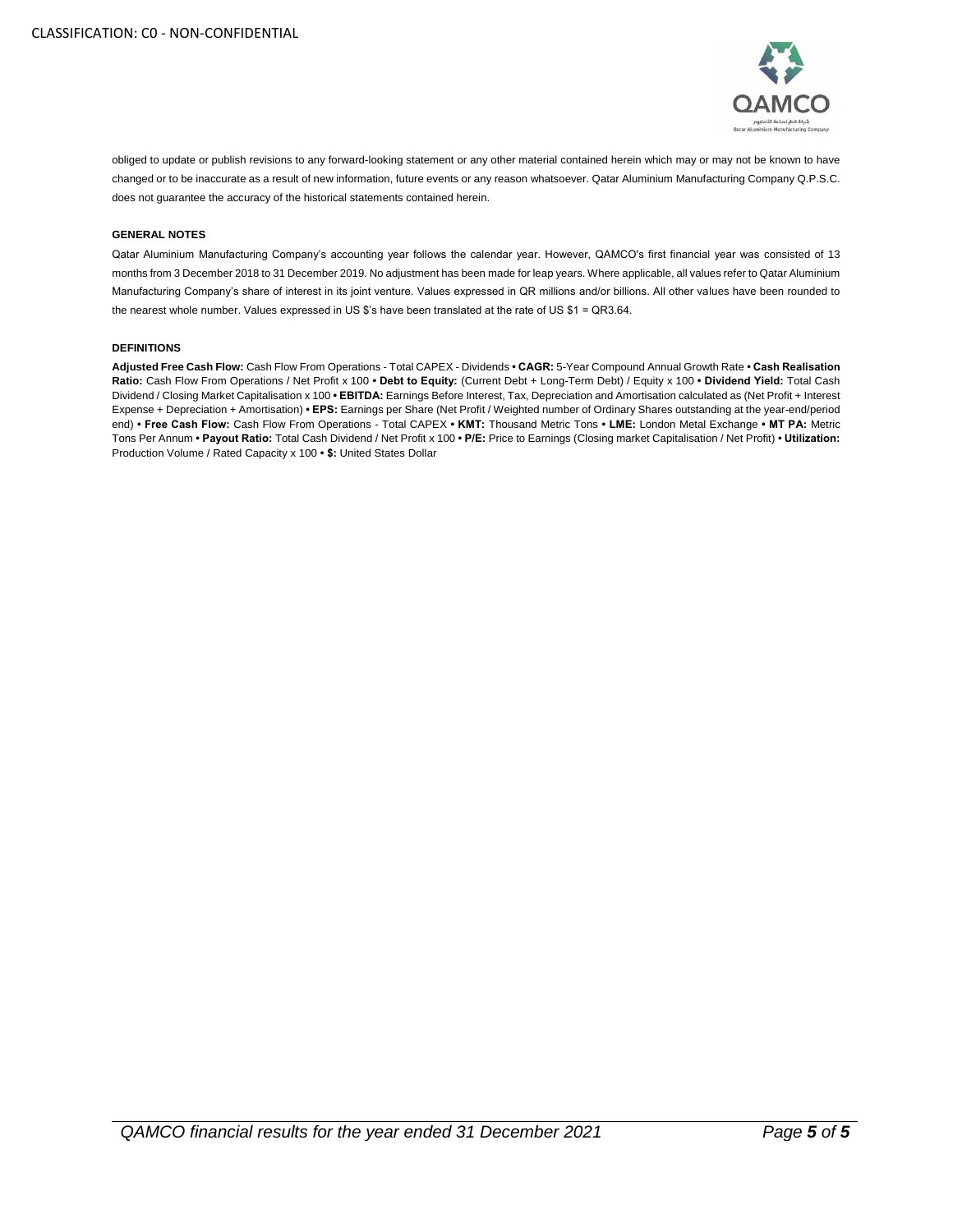obliged to update or publish revisions to any forward-looking statement or any other material contained herein which may or may not be known to have changed or to be inaccurate as a result of new information, future events or any reason whatsoever. Qatar Aluminium Manufacturing Company Q.P.S.C. does not guarantee the accuracy of the historical statements contained herein.

#### GENERAL NOTES

Qatar Aluminium Manufacturing Company's accounting year follows the calendar year. However, QAMCO's first financial year was consisted of 13 months from 3 December 2018 to 31 December 2019. No adjustment has been made for leap years. Where applicable, all values refer to Qatar Aluminium Manufacturing Company's share of interest in its joint venture. Values expressed in QR millions and/or billions. All other values have been rounded to the nearest whole number. Values expressed in US $'s have been translated at the rate of US $1 = QR3.64.

#### DEFINITIONS

**Adjusted Free Cash Flow:** Cash Flow From Operations - Total CAPEX - Dividends • **CAGR:** 5-Year Compound Annual Growth Rate • **Cash Realisation Ratio:** Cash Flow From Operations / Net Profit x 100 • **Debt to Equity:** (Current Debt + Long-Term Debt) / Equity x 100 • **Dividend Yield:** Total Cash Dividend / Closing Market Capitalisation x 100 • **EBITDA:** Earnings Before Interest, Tax, Depreciation and Amortisation calculated as (Net Profit + Interest Expense + Depreciation + Amortisation) • **EPS:** Earnings per Share (Net Profit / Weighted number of Ordinary Shares outstanding at the year-end/period end) • **Free Cash Flow:** Cash Flow From Operations - Total CAPEX • **KMT:** Thousand Metric Tons • **LME:** London Metal Exchange • **MT PA:** Metric Tons Per Annum • **Payout Ratio:** Total Cash Dividend / Net Profit x 100 • **P/E:** Price to Earnings (Closing market Capitalisation / Net Profit) • **Utilization:** Production Volume / Rated Capacity x 100 • **$:** United States Dollar